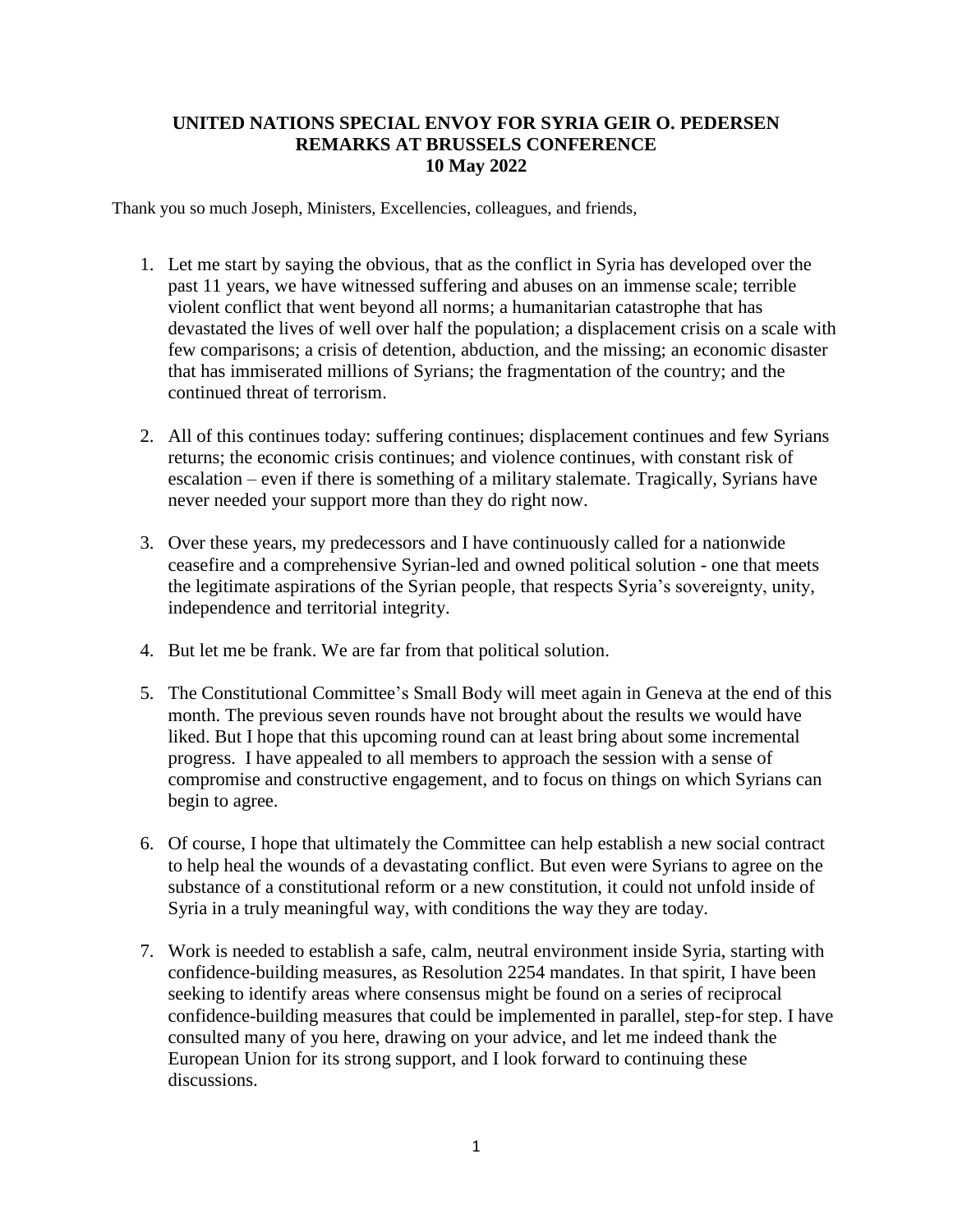**UNITED NATIONS SPECIAL ENVOY FOR SYRIA GEIR O. PEDERSEN**
**REMARKS AT BRUSSELS CONFERENCE**
**10 May 2022**

Thank you so much Joseph, Ministers, Excellencies, colleagues, and friends,

1. Let me start by saying the obvious, that as the conflict in Syria has developed over the past 11 years, we have witnessed suffering and abuses on an immense scale; terrible violent conflict that went beyond all norms; a humanitarian catastrophe that has devastated the lives of well over half the population; a displacement crisis on a scale with few comparisons; a crisis of detention, abduction, and the missing; an economic disaster that has immiserated millions of Syrians; the fragmentation of the country; and the continued threat of terrorism.

2. All of this continues today: suffering continues; displacement continues and few Syrians returns; the economic crisis continues; and violence continues, with constant risk of escalation – even if there is something of a military stalemate. Tragically, Syrians have never needed your support more than they do right now.

3. Over these years, my predecessors and I have continuously called for a nationwide ceasefire and a comprehensive Syrian-led and owned political solution - one that meets the legitimate aspirations of the Syrian people, that respects Syria's sovereignty, unity, independence and territorial integrity.

4. But let me be frank. We are far from that political solution.

5. The Constitutional Committee's Small Body will meet again in Geneva at the end of this month. The previous seven rounds have not brought about the results we would have liked. But I hope that this upcoming round can at least bring about some incremental progress. I have appealed to all members to approach the session with a sense of compromise and constructive engagement, and to focus on things on which Syrians can begin to agree.

6. Of course, I hope that ultimately the Committee can help establish a new social contract to help heal the wounds of a devastating conflict. But even were Syrians to agree on the substance of a constitutional reform or a new constitution, it could not unfold inside of Syria in a truly meaningful way, with conditions the way they are today.

7. Work is needed to establish a safe, calm, neutral environment inside Syria, starting with confidence-building measures, as Resolution 2254 mandates. In that spirit, I have been seeking to identify areas where consensus might be found on a series of reciprocal confidence-building measures that could be implemented in parallel, step-for step. I have consulted many of you here, drawing on your advice, and let me indeed thank the European Union for its strong support, and I look forward to continuing these discussions.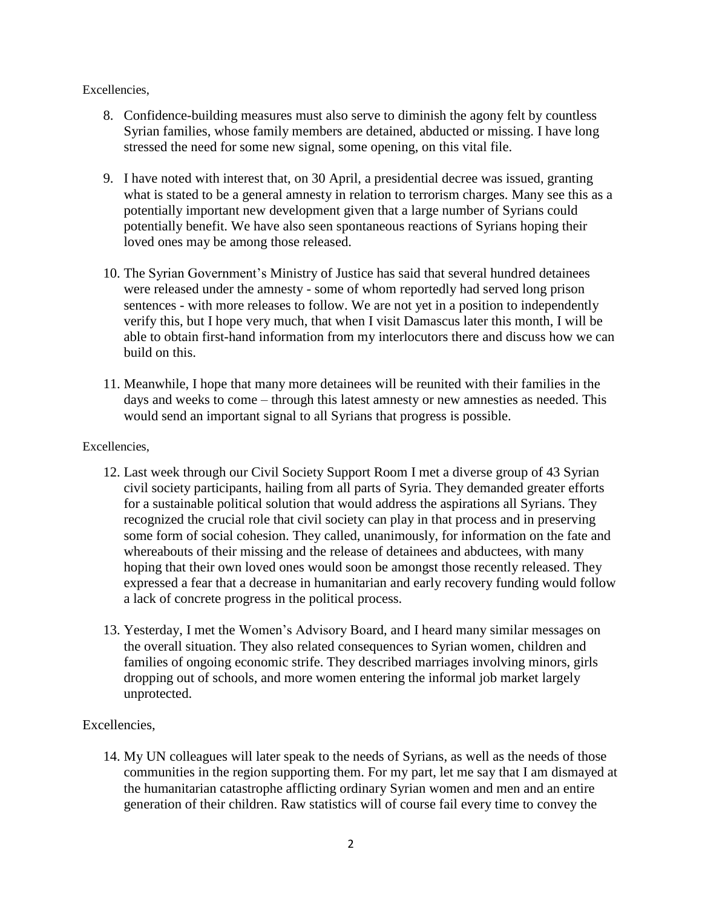Excellencies,

8. Confidence-building measures must also serve to diminish the agony felt by countless Syrian families, whose family members are detained, abducted or missing. I have long stressed the need for some new signal, some opening, on this vital file.

9. I have noted with interest that, on 30 April, a presidential decree was issued, granting what is stated to be a general amnesty in relation to terrorism charges. Many see this as a potentially important new development given that a large number of Syrians could potentially benefit. We have also seen spontaneous reactions of Syrians hoping their loved ones may be among those released.

10. The Syrian Government's Ministry of Justice has said that several hundred detainees were released under the amnesty - some of whom reportedly had served long prison sentences - with more releases to follow. We are not yet in a position to independently verify this, but I hope very much, that when I visit Damascus later this month, I will be able to obtain first-hand information from my interlocutors there and discuss how we can build on this.

11. Meanwhile, I hope that many more detainees will be reunited with their families in the days and weeks to come – through this latest amnesty or new amnesties as needed. This would send an important signal to all Syrians that progress is possible.

Excellencies,

12. Last week through our Civil Society Support Room I met a diverse group of 43 Syrian civil society participants, hailing from all parts of Syria. They demanded greater efforts for a sustainable political solution that would address the aspirations all Syrians. They recognized the crucial role that civil society can play in that process and in preserving some form of social cohesion. They called, unanimously, for information on the fate and whereabouts of their missing and the release of detainees and abductees, with many hoping that their own loved ones would soon be amongst those recently released. They expressed a fear that a decrease in humanitarian and early recovery funding would follow a lack of concrete progress in the political process.

13. Yesterday, I met the Women's Advisory Board, and I heard many similar messages on the overall situation. They also related consequences to Syrian women, children and families of ongoing economic strife. They described marriages involving minors, girls dropping out of schools, and more women entering the informal job market largely unprotected.

Excellencies,

14. My UN colleagues will later speak to the needs of Syrians, as well as the needs of those communities in the region supporting them. For my part, let me say that I am dismayed at the humanitarian catastrophe afflicting ordinary Syrian women and men and an entire generation of their children. Raw statistics will of course fail every time to convey the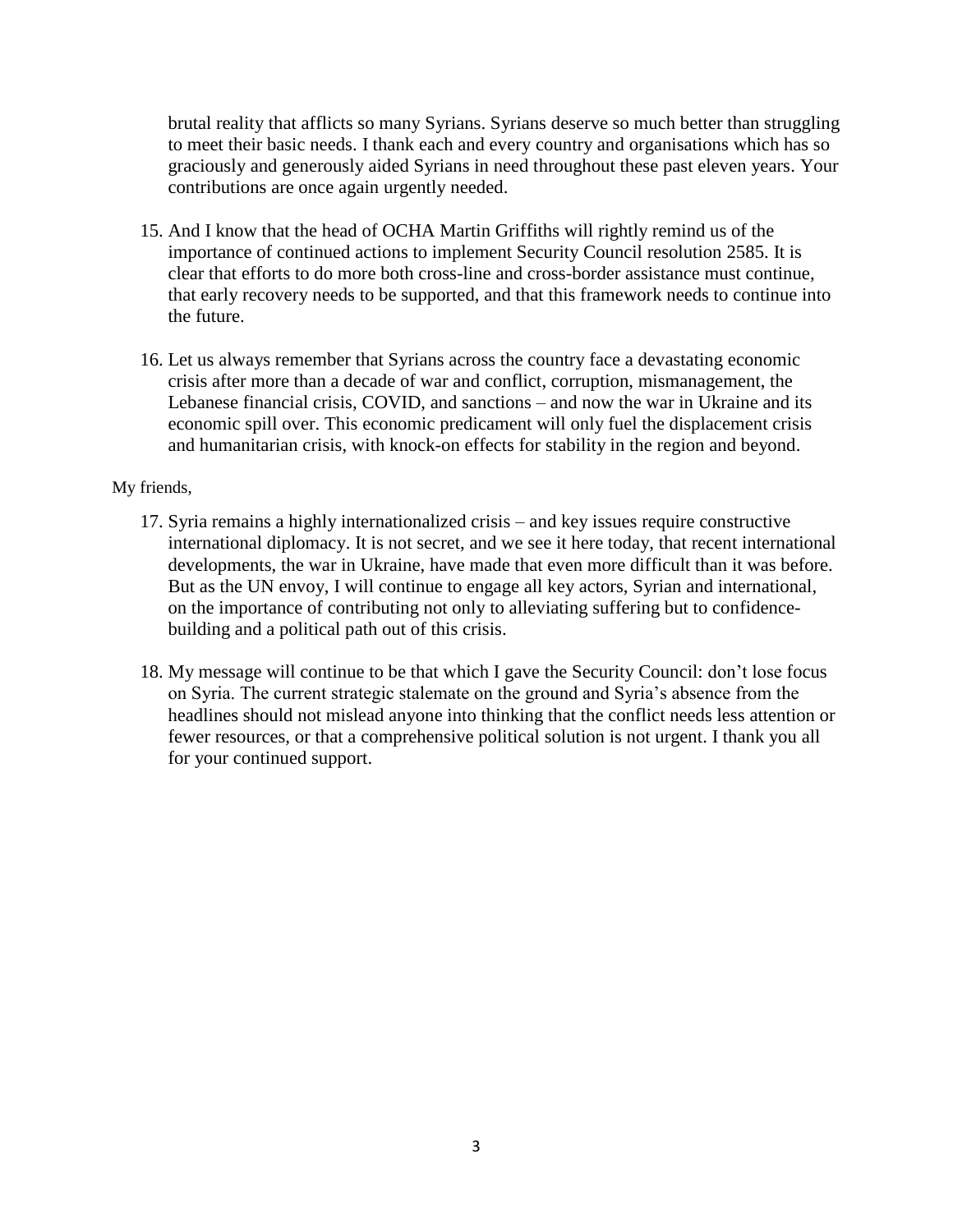brutal reality that afflicts so many Syrians. Syrians deserve so much better than struggling to meet their basic needs. I thank each and every country and organisations which has so graciously and generously aided Syrians in need throughout these past eleven years. Your contributions are once again urgently needed.

15. And I know that the head of OCHA Martin Griffiths will rightly remind us of the importance of continued actions to implement Security Council resolution 2585. It is clear that efforts to do more both cross-line and cross-border assistance must continue, that early recovery needs to be supported, and that this framework needs to continue into the future.

16. Let us always remember that Syrians across the country face a devastating economic crisis after more than a decade of war and conflict, corruption, mismanagement, the Lebanese financial crisis, COVID, and sanctions – and now the war in Ukraine and its economic spill over. This economic predicament will only fuel the displacement crisis and humanitarian crisis, with knock-on effects for stability in the region and beyond.

My friends,

17. Syria remains a highly internationalized crisis – and key issues require constructive international diplomacy. It is not secret, and we see it here today, that recent international developments, the war in Ukraine, have made that even more difficult than it was before. But as the UN envoy, I will continue to engage all key actors, Syrian and international, on the importance of contributing not only to alleviating suffering but to confidence-building and a political path out of this crisis.

18. My message will continue to be that which I gave the Security Council: don't lose focus on Syria. The current strategic stalemate on the ground and Syria's absence from the headlines should not mislead anyone into thinking that the conflict needs less attention or fewer resources, or that a comprehensive political solution is not urgent. I thank you all for your continued support.